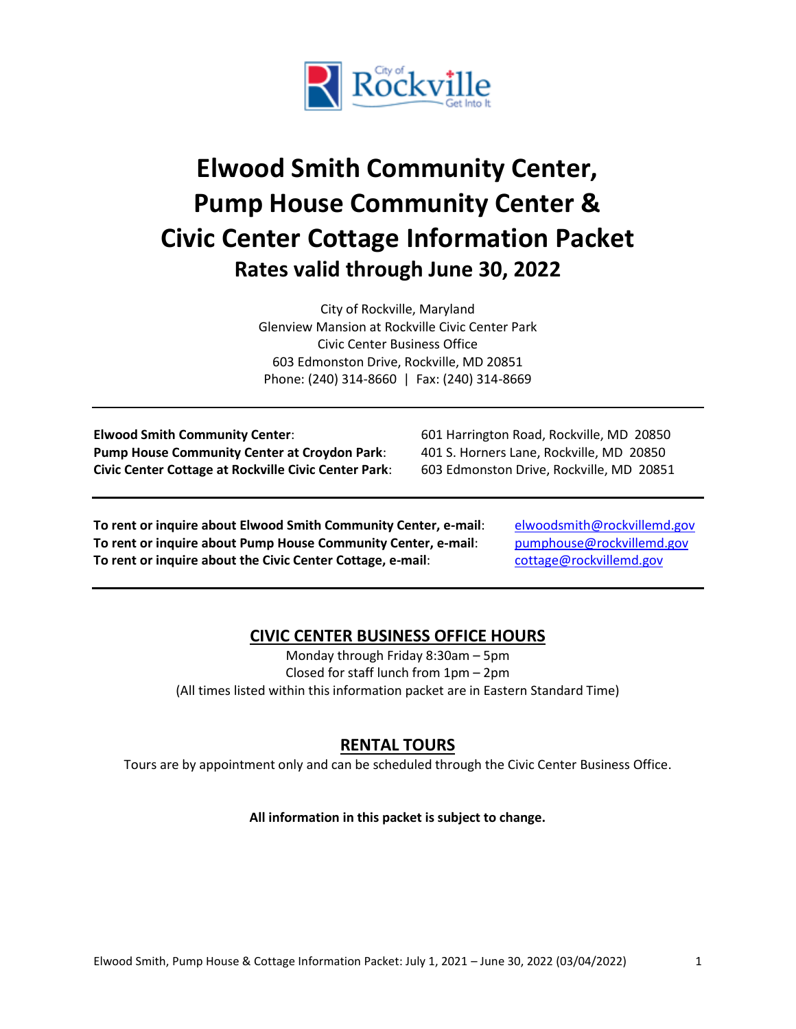# Elwood Smith Community Center, Pump House Community Center & Civic Center Cottage Information Packet

## Rates valid through June 30, 2022

City of Rockville, Maryland
Glenview Mansion at Rockville Civic Center Park
Civic Center Business Office
603 Edmonston Drive, Rockville, MD 20851
Phone: (240) 314-8660 | Fax: (240) 314-8669

---

**Elwood Smith Community Center**: 601 Harrington Road, Rockville, MD 20850
**Pump House Community Center at Croydon Park**: 401 S. Horners Lane, Rockville, MD 20850
**Civic Center Cottage at Rockville Civic Center Park**: 603 Edmonston Drive, Rockville, MD 20851

---

**To rent or inquire about Elwood Smith Community Center, e-mail**: elwoodsmith@rockvillemd.gov
**To rent or inquire about Pump House Community Center, e-mail**: pumphouse@rockvillemd.gov
**To rent or inquire about the Civic Center Cottage, e-mail**: cottage@rockvillemd.gov

---

## CIVIC CENTER BUSINESS OFFICE HOURS

Monday through Friday 8:30am – 5pm
Closed for staff lunch from 1pm – 2pm
(All times listed within this information packet are in Eastern Standard Time)

## RENTAL TOURS

Tours are by appointment only and can be scheduled through the Civic Center Business Office.

**All information in this packet is subject to change.**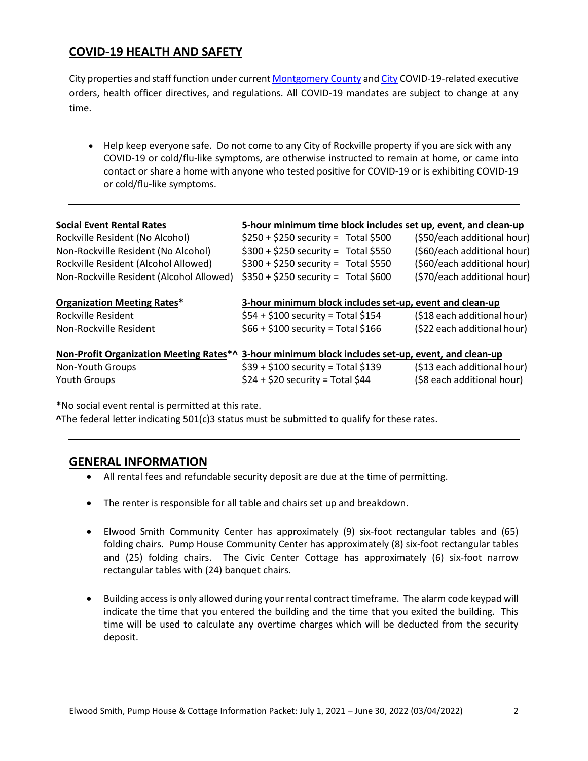## COVID-19 HEALTH AND SAFETY

City properties and staff function under current Montgomery County and City COVID-19-related executive orders, health officer directives, and regulations. All COVID-19 mandates are subject to change at any time.

- Help keep everyone safe. Do not come to any City of Rockville property if you are sick with any COVID-19 or cold/flu-like symptoms, are otherwise instructed to remain at home, or came into contact or share a home with anyone who tested positive for COVID-19 or is exhibiting COVID-19 or cold/flu-like symptoms.

---

| **Social Event Rental Rates** | **5-hour minimum time block includes set up, event, and clean-up** | |
|---|---|---|
| Rockville Resident (No Alcohol) | $250 + $250 security = Total $500 | ($50/each additional hour) |
| Non-Rockville Resident (No Alcohol) | $300 + $250 security = Total $550 | ($60/each additional hour) |
| Rockville Resident (Alcohol Allowed) | $300 + $250 security = Total $550 | ($60/each additional hour) |
| Non-Rockville Resident (Alcohol Allowed) | $350 + $250 security = Total $600 | ($70/each additional hour) |
| **Organization Meeting Rates*** | **3-hour minimum block includes set-up, event and clean-up** | |
| Rockville Resident | $54 + $100 security = Total $154 | ($18 each additional hour) |
| Non-Rockville Resident | $66 + $100 security = Total $166 | ($22 each additional hour) |
| **Non-Profit Organization Meeting Rates*^** | **3-hour minimum block includes set-up, event, and clean-up** | |
| Non-Youth Groups | $39 + $100 security = Total $139 | ($13 each additional hour) |
| Youth Groups | $24 + $20 security = Total $44 | ($8 each additional hour) |

**\***No social event rental is permitted at this rate.
**^**The federal letter indicating 501(c)3 status must be submitted to qualify for these rates.

---

## GENERAL INFORMATION

- All rental fees and refundable security deposit are due at the time of permitting.
- The renter is responsible for all table and chairs set up and breakdown.
- Elwood Smith Community Center has approximately (9) six-foot rectangular tables and (65) folding chairs. Pump House Community Center has approximately (8) six-foot rectangular tables and (25) folding chairs. The Civic Center Cottage has approximately (6) six-foot narrow rectangular tables with (24) banquet chairs.
- Building access is only allowed during your rental contract timeframe. The alarm code keypad will indicate the time that you entered the building and the time that you exited the building. This time will be used to calculate any overtime charges which will be deducted from the security deposit.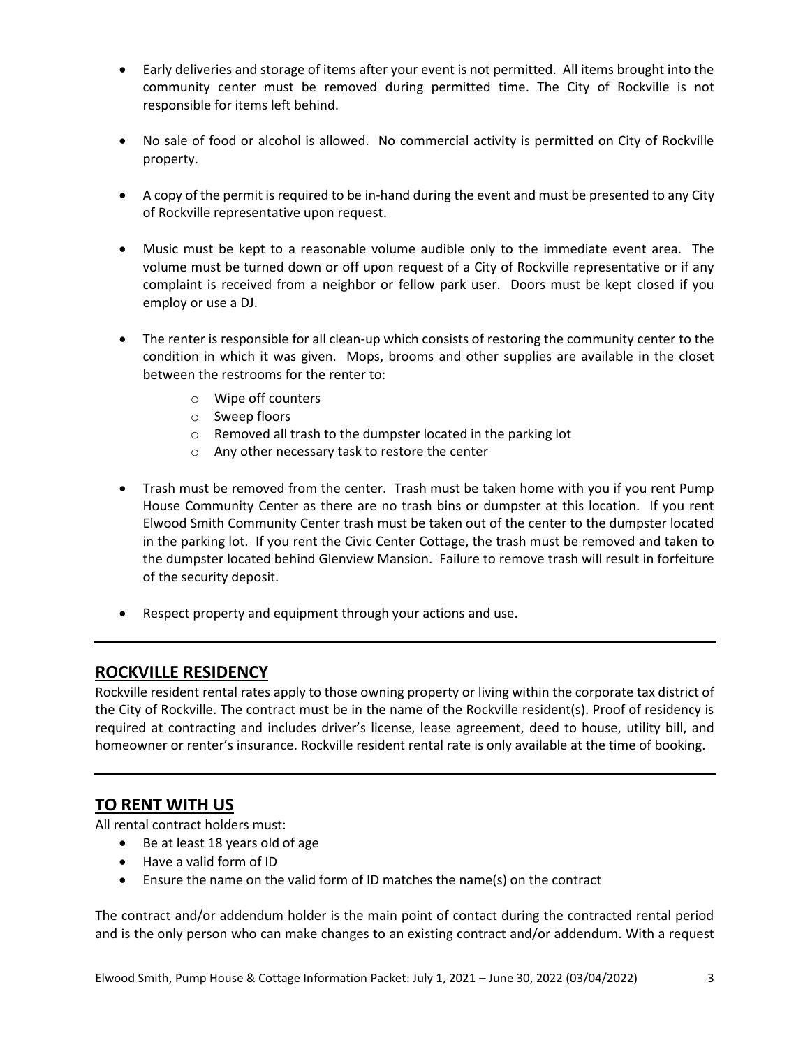- Early deliveries and storage of items after your event is not permitted. All items brought into the community center must be removed during permitted time. The City of Rockville is not responsible for items left behind.

- No sale of food or alcohol is allowed. No commercial activity is permitted on City of Rockville property.

- A copy of the permit is required to be in-hand during the event and must be presented to any City of Rockville representative upon request.

- Music must be kept to a reasonable volume audible only to the immediate event area. The volume must be turned down or off upon request of a City of Rockville representative or if any complaint is received from a neighbor or fellow park user. Doors must be kept closed if you employ or use a DJ.

- The renter is responsible for all clean-up which consists of restoring the community center to the condition in which it was given. Mops, brooms and other supplies are available in the closet between the restrooms for the renter to:
    - Wipe off counters
    - Sweep floors
    - Removed all trash to the dumpster located in the parking lot
    - Any other necessary task to restore the center

- Trash must be removed from the center. Trash must be taken home with you if you rent Pump House Community Center as there are no trash bins or dumpster at this location. If you rent Elwood Smith Community Center trash must be taken out of the center to the dumpster located in the parking lot. If you rent the Civic Center Cottage, the trash must be removed and taken to the dumpster located behind Glenview Mansion. Failure to remove trash will result in forfeiture of the security deposit.

- Respect property and equipment through your actions and use.

## ROCKVILLE RESIDENCY

Rockville resident rental rates apply to those owning property or living within the corporate tax district of the City of Rockville. The contract must be in the name of the Rockville resident(s). Proof of residency is required at contracting and includes driver's license, lease agreement, deed to house, utility bill, and homeowner or renter's insurance. Rockville resident rental rate is only available at the time of booking.

## TO RENT WITH US

All rental contract holders must:

- Be at least 18 years old of age
- Have a valid form of ID
- Ensure the name on the valid form of ID matches the name(s) on the contract

The contract and/or addendum holder is the main point of contact during the contracted rental period and is the only person who can make changes to an existing contract and/or addendum. With a request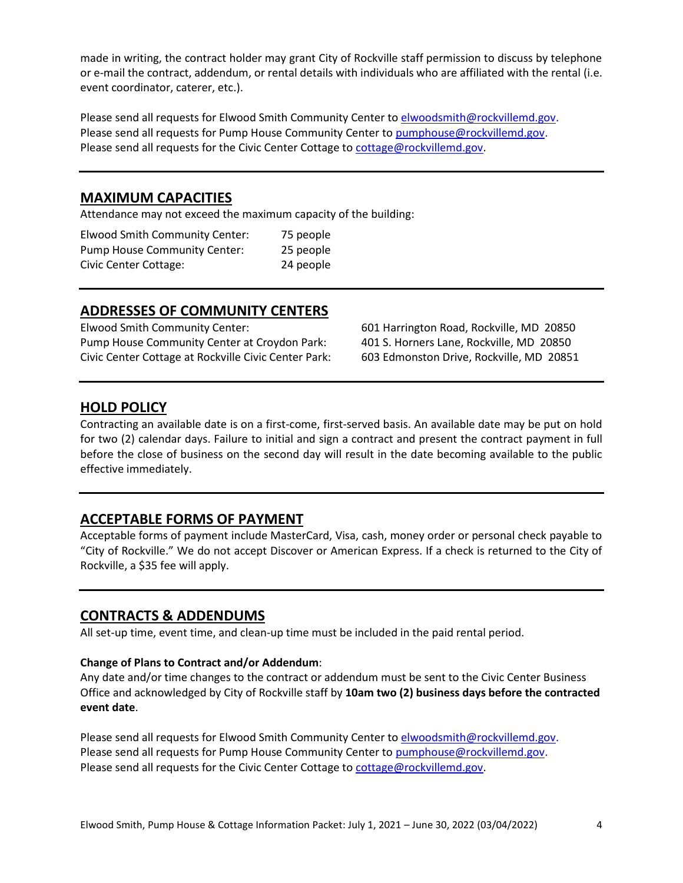made in writing, the contract holder may grant City of Rockville staff permission to discuss by telephone or e-mail the contract, addendum, or rental details with individuals who are affiliated with the rental (i.e. event coordinator, caterer, etc.).

Please send all requests for Elwood Smith Community Center to elwoodsmith@rockvillemd.gov.
Please send all requests for Pump House Community Center to pumphouse@rockvillemd.gov.
Please send all requests for the Civic Center Cottage to cottage@rockvillemd.gov.

---

## MAXIMUM CAPACITIES

Attendance may not exceed the maximum capacity of the building:

| | |
|---|---|
| Elwood Smith Community Center: | 75 people |
| Pump House Community Center: | 25 people |
| Civic Center Cottage: | 24 people |

---

## ADDRESSES OF COMMUNITY CENTERS

| | |
|---|---|
| Elwood Smith Community Center: | 601 Harrington Road, Rockville, MD 20850 |
| Pump House Community Center at Croydon Park: | 401 S. Horners Lane, Rockville, MD 20850 |
| Civic Center Cottage at Rockville Civic Center Park: | 603 Edmonston Drive, Rockville, MD 20851 |

---

## HOLD POLICY

Contracting an available date is on a first-come, first-served basis. An available date may be put on hold for two (2) calendar days. Failure to initial and sign a contract and present the contract payment in full before the close of business on the second day will result in the date becoming available to the public effective immediately.

---

## ACCEPTABLE FORMS OF PAYMENT

Acceptable forms of payment include MasterCard, Visa, cash, money order or personal check payable to "City of Rockville." We do not accept Discover or American Express. If a check is returned to the City of Rockville, a $35 fee will apply.

---

## CONTRACTS & ADDENDUMS

All set-up time, event time, and clean-up time must be included in the paid rental period.

**Change of Plans to Contract and/or Addendum**:
Any date and/or time changes to the contract or addendum must be sent to the Civic Center Business Office and acknowledged by City of Rockville staff by **10am two (2) business days before the contracted event date**.

Please send all requests for Elwood Smith Community Center to elwoodsmith@rockvillemd.gov.
Please send all requests for Pump House Community Center to pumphouse@rockvillemd.gov.
Please send all requests for the Civic Center Cottage to cottage@rockvillemd.gov.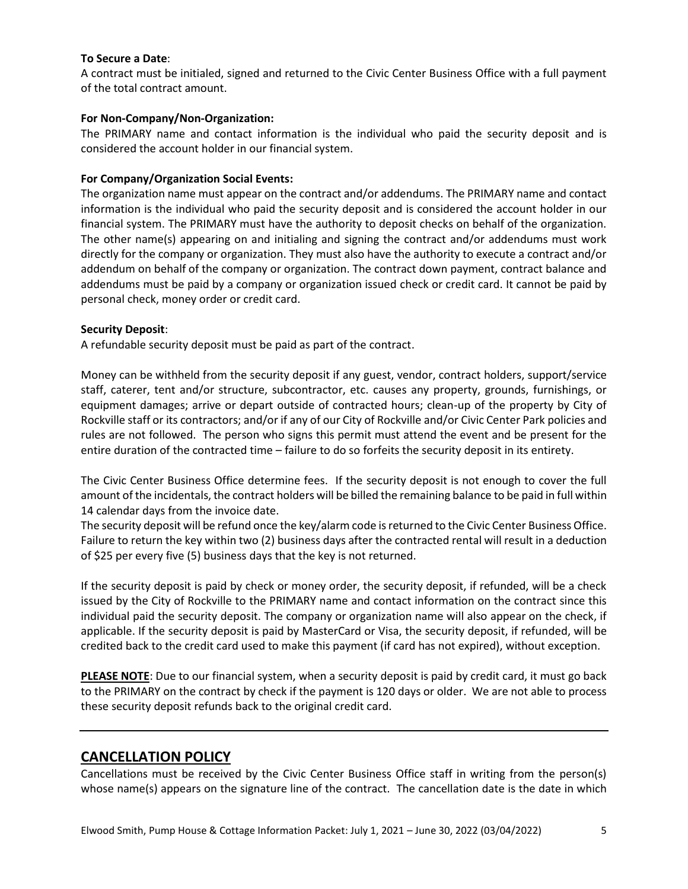**To Secure a Date**:
A contract must be initialed, signed and returned to the Civic Center Business Office with a full payment of the total contract amount.

**For Non-Company/Non-Organization:**
The PRIMARY name and contact information is the individual who paid the security deposit and is considered the account holder in our financial system.

**For Company/Organization Social Events:**
The organization name must appear on the contract and/or addendums. The PRIMARY name and contact information is the individual who paid the security deposit and is considered the account holder in our financial system. The PRIMARY must have the authority to deposit checks on behalf of the organization. The other name(s) appearing on and initialing and signing the contract and/or addendums must work directly for the company or organization. They must also have the authority to execute a contract and/or addendum on behalf of the company or organization. The contract down payment, contract balance and addendums must be paid by a company or organization issued check or credit card. It cannot be paid by personal check, money order or credit card.

**Security Deposit**:
A refundable security deposit must be paid as part of the contract.

Money can be withheld from the security deposit if any guest, vendor, contract holders, support/service staff, caterer, tent and/or structure, subcontractor, etc. causes any property, grounds, furnishings, or equipment damages; arrive or depart outside of contracted hours; clean-up of the property by City of Rockville staff or its contractors; and/or if any of our City of Rockville and/or Civic Center Park policies and rules are not followed. The person who signs this permit must attend the event and be present for the entire duration of the contracted time – failure to do so forfeits the security deposit in its entirety.

The Civic Center Business Office determine fees. If the security deposit is not enough to cover the full amount of the incidentals, the contract holders will be billed the remaining balance to be paid in full within 14 calendar days from the invoice date.
The security deposit will be refund once the key/alarm code is returned to the Civic Center Business Office. Failure to return the key within two (2) business days after the contracted rental will result in a deduction of $25 per every five (5) business days that the key is not returned.

If the security deposit is paid by check or money order, the security deposit, if refunded, will be a check issued by the City of Rockville to the PRIMARY name and contact information on the contract since this individual paid the security deposit. The company or organization name will also appear on the check, if applicable. If the security deposit is paid by MasterCard or Visa, the security deposit, if refunded, will be credited back to the credit card used to make this payment (if card has not expired), without exception.

**PLEASE NOTE**: Due to our financial system, when a security deposit is paid by credit card, it must go back to the PRIMARY on the contract by check if the payment is 120 days or older. We are not able to process these security deposit refunds back to the original credit card.

---

## CANCELLATION POLICY

Cancellations must be received by the Civic Center Business Office staff in writing from the person(s) whose name(s) appears on the signature line of the contract. The cancellation date is the date in which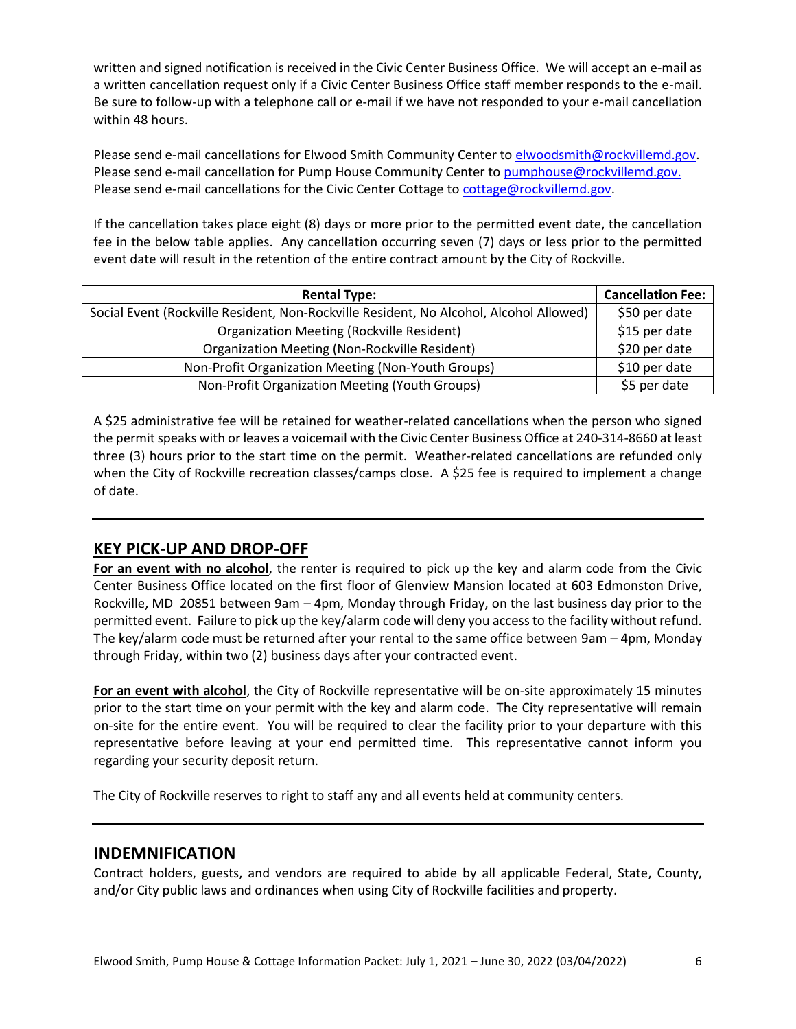written and signed notification is received in the Civic Center Business Office. We will accept an e-mail as a written cancellation request only if a Civic Center Business Office staff member responds to the e-mail. Be sure to follow-up with a telephone call or e-mail if we have not responded to your e-mail cancellation within 48 hours.

Please send e-mail cancellations for Elwood Smith Community Center to elwoodsmith@rockvillemd.gov.
Please send e-mail cancellation for Pump House Community Center to pumphouse@rockvillemd.gov.
Please send e-mail cancellations for the Civic Center Cottage to cottage@rockvillemd.gov.

If the cancellation takes place eight (8) days or more prior to the permitted event date, the cancellation fee in the below table applies. Any cancellation occurring seven (7) days or less prior to the permitted event date will result in the retention of the entire contract amount by the City of Rockville.

| Rental Type: | Cancellation Fee: |
|---|---|
| Social Event (Rockville Resident, Non-Rockville Resident, No Alcohol, Alcohol Allowed) | $50 per date |
| Organization Meeting (Rockville Resident) | $15 per date |
| Organization Meeting (Non-Rockville Resident) | $20 per date |
| Non-Profit Organization Meeting (Non-Youth Groups) | $10 per date |
| Non-Profit Organization Meeting (Youth Groups) | $5 per date |

A $25 administrative fee will be retained for weather-related cancellations when the person who signed the permit speaks with or leaves a voicemail with the Civic Center Business Office at 240-314-8660 at least three (3) hours prior to the start time on the permit. Weather-related cancellations are refunded only when the City of Rockville recreation classes/camps close. A $25 fee is required to implement a change of date.

## KEY PICK-UP AND DROP-OFF

**For an event with no alcohol**, the renter is required to pick up the key and alarm code from the Civic Center Business Office located on the first floor of Glenview Mansion located at 603 Edmonston Drive, Rockville, MD 20851 between 9am – 4pm, Monday through Friday, on the last business day prior to the permitted event. Failure to pick up the key/alarm code will deny you access to the facility without refund. The key/alarm code must be returned after your rental to the same office between 9am – 4pm, Monday through Friday, within two (2) business days after your contracted event.

**For an event with alcohol**, the City of Rockville representative will be on-site approximately 15 minutes prior to the start time on your permit with the key and alarm code. The City representative will remain on-site for the entire event. You will be required to clear the facility prior to your departure with this representative before leaving at your end permitted time. This representative cannot inform you regarding your security deposit return.

The City of Rockville reserves to right to staff any and all events held at community centers.

## INDEMNIFICATION

Contract holders, guests, and vendors are required to abide by all applicable Federal, State, County, and/or City public laws and ordinances when using City of Rockville facilities and property.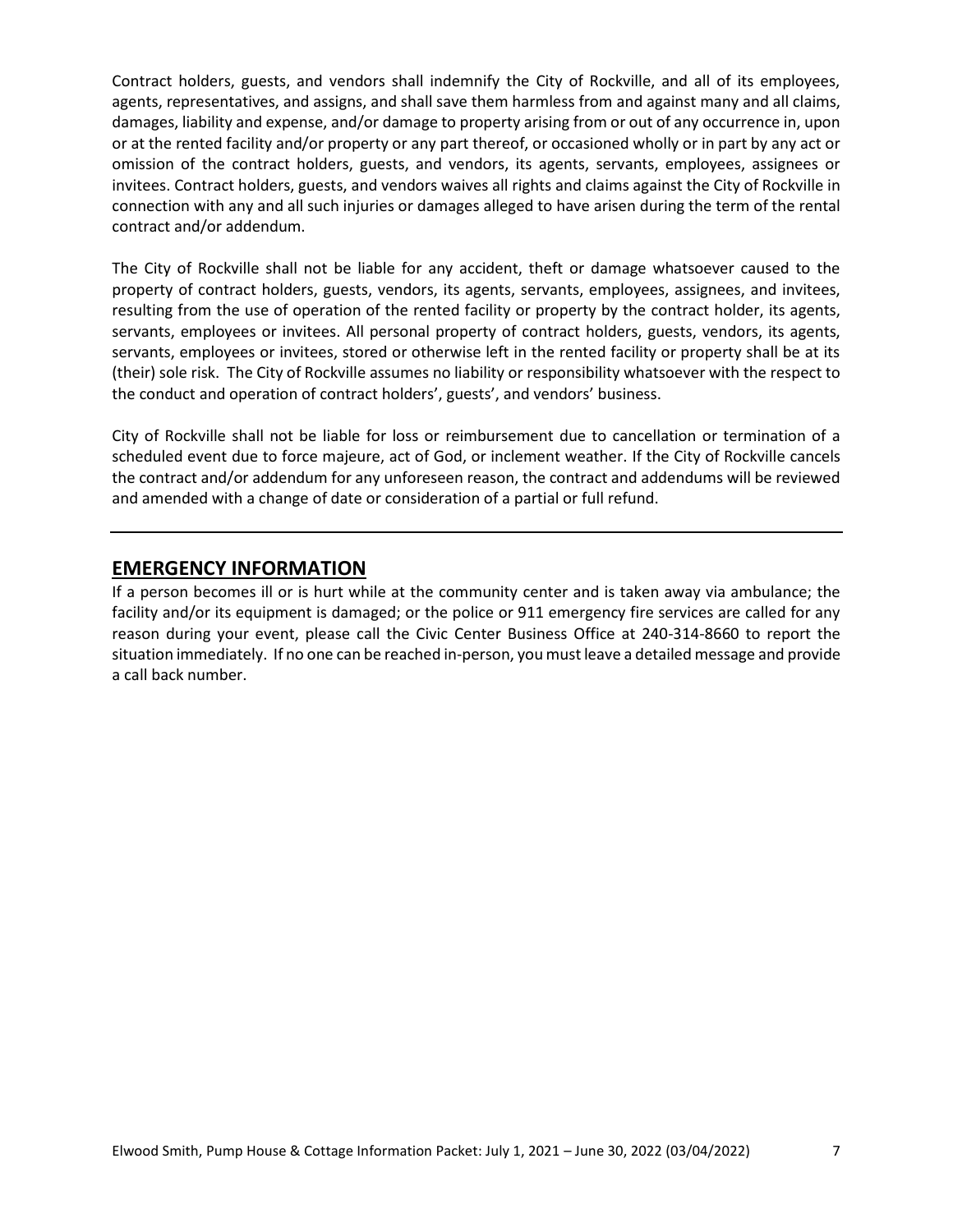Contract holders, guests, and vendors shall indemnify the City of Rockville, and all of its employees, agents, representatives, and assigns, and shall save them harmless from and against many and all claims, damages, liability and expense, and/or damage to property arising from or out of any occurrence in, upon or at the rented facility and/or property or any part thereof, or occasioned wholly or in part by any act or omission of the contract holders, guests, and vendors, its agents, servants, employees, assignees or invitees. Contract holders, guests, and vendors waives all rights and claims against the City of Rockville in connection with any and all such injuries or damages alleged to have arisen during the term of the rental contract and/or addendum.

The City of Rockville shall not be liable for any accident, theft or damage whatsoever caused to the property of contract holders, guests, vendors, its agents, servants, employees, assignees, and invitees, resulting from the use of operation of the rented facility or property by the contract holder, its agents, servants, employees or invitees. All personal property of contract holders, guests, vendors, its agents, servants, employees or invitees, stored or otherwise left in the rented facility or property shall be at its (their) sole risk. The City of Rockville assumes no liability or responsibility whatsoever with the respect to the conduct and operation of contract holders', guests', and vendors' business.

City of Rockville shall not be liable for loss or reimbursement due to cancellation or termination of a scheduled event due to force majeure, act of God, or inclement weather. If the City of Rockville cancels the contract and/or addendum for any unforeseen reason, the contract and addendums will be reviewed and amended with a change of date or consideration of a partial or full refund.

---

## EMERGENCY INFORMATION

If a person becomes ill or is hurt while at the community center and is taken away via ambulance; the facility and/or its equipment is damaged; or the police or 911 emergency fire services are called for any reason during your event, please call the Civic Center Business Office at 240-314-8660 to report the situation immediately. If no one can be reached in-person, you must leave a detailed message and provide a call back number.